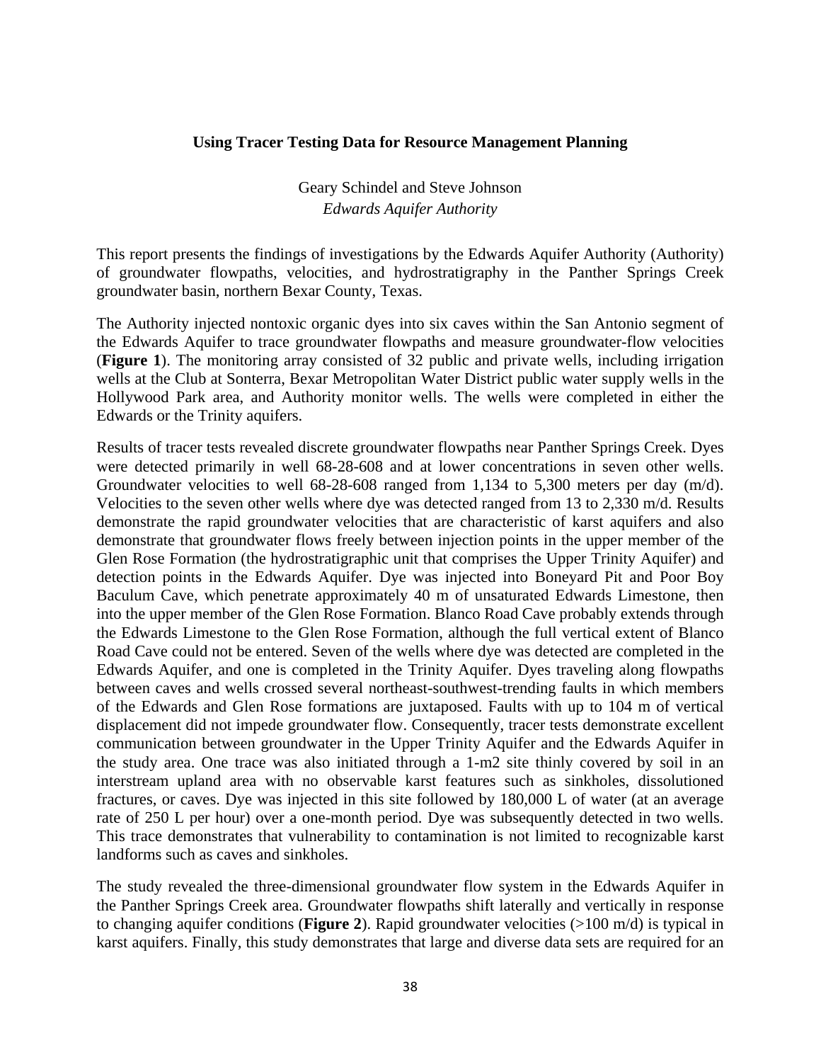# Using Tracer Testing Data for Resource Management Planning

Geary Schindel and Steve Johnson
*Edwards Aquifer Authority*

This report presents the findings of investigations by the Edwards Aquifer Authority (Authority) of groundwater flowpaths, velocities, and hydrostratigraphy in the Panther Springs Creek groundwater basin, northern Bexar County, Texas.

The Authority injected nontoxic organic dyes into six caves within the San Antonio segment of the Edwards Aquifer to trace groundwater flowpaths and measure groundwater-flow velocities (**Figure 1**). The monitoring array consisted of 32 public and private wells, including irrigation wells at the Club at Sonterra, Bexar Metropolitan Water District public water supply wells in the Hollywood Park area, and Authority monitor wells. The wells were completed in either the Edwards or the Trinity aquifers.

Results of tracer tests revealed discrete groundwater flowpaths near Panther Springs Creek. Dyes were detected primarily in well 68-28-608 and at lower concentrations in seven other wells. Groundwater velocities to well 68-28-608 ranged from 1,134 to 5,300 meters per day (m/d). Velocities to the seven other wells where dye was detected ranged from 13 to 2,330 m/d. Results demonstrate the rapid groundwater velocities that are characteristic of karst aquifers and also demonstrate that groundwater flows freely between injection points in the upper member of the Glen Rose Formation (the hydrostratigraphic unit that comprises the Upper Trinity Aquifer) and detection points in the Edwards Aquifer. Dye was injected into Boneyard Pit and Poor Boy Baculum Cave, which penetrate approximately 40 m of unsaturated Edwards Limestone, then into the upper member of the Glen Rose Formation. Blanco Road Cave probably extends through the Edwards Limestone to the Glen Rose Formation, although the full vertical extent of Blanco Road Cave could not be entered. Seven of the wells where dye was detected are completed in the Edwards Aquifer, and one is completed in the Trinity Aquifer. Dyes traveling along flowpaths between caves and wells crossed several northeast-southwest-trending faults in which members of the Edwards and Glen Rose formations are juxtaposed. Faults with up to 104 m of vertical displacement did not impede groundwater flow. Consequently, tracer tests demonstrate excellent communication between groundwater in the Upper Trinity Aquifer and the Edwards Aquifer in the study area. One trace was also initiated through a 1-m2 site thinly covered by soil in an interstream upland area with no observable karst features such as sinkholes, dissolutioned fractures, or caves. Dye was injected in this site followed by 180,000 L of water (at an average rate of 250 L per hour) over a one-month period. Dye was subsequently detected in two wells. This trace demonstrates that vulnerability to contamination is not limited to recognizable karst landforms such as caves and sinkholes.

The study revealed the three-dimensional groundwater flow system in the Edwards Aquifer in the Panther Springs Creek area. Groundwater flowpaths shift laterally and vertically in response to changing aquifer conditions (**Figure 2**). Rapid groundwater velocities (>100 m/d) is typical in karst aquifers. Finally, this study demonstrates that large and diverse data sets are required for an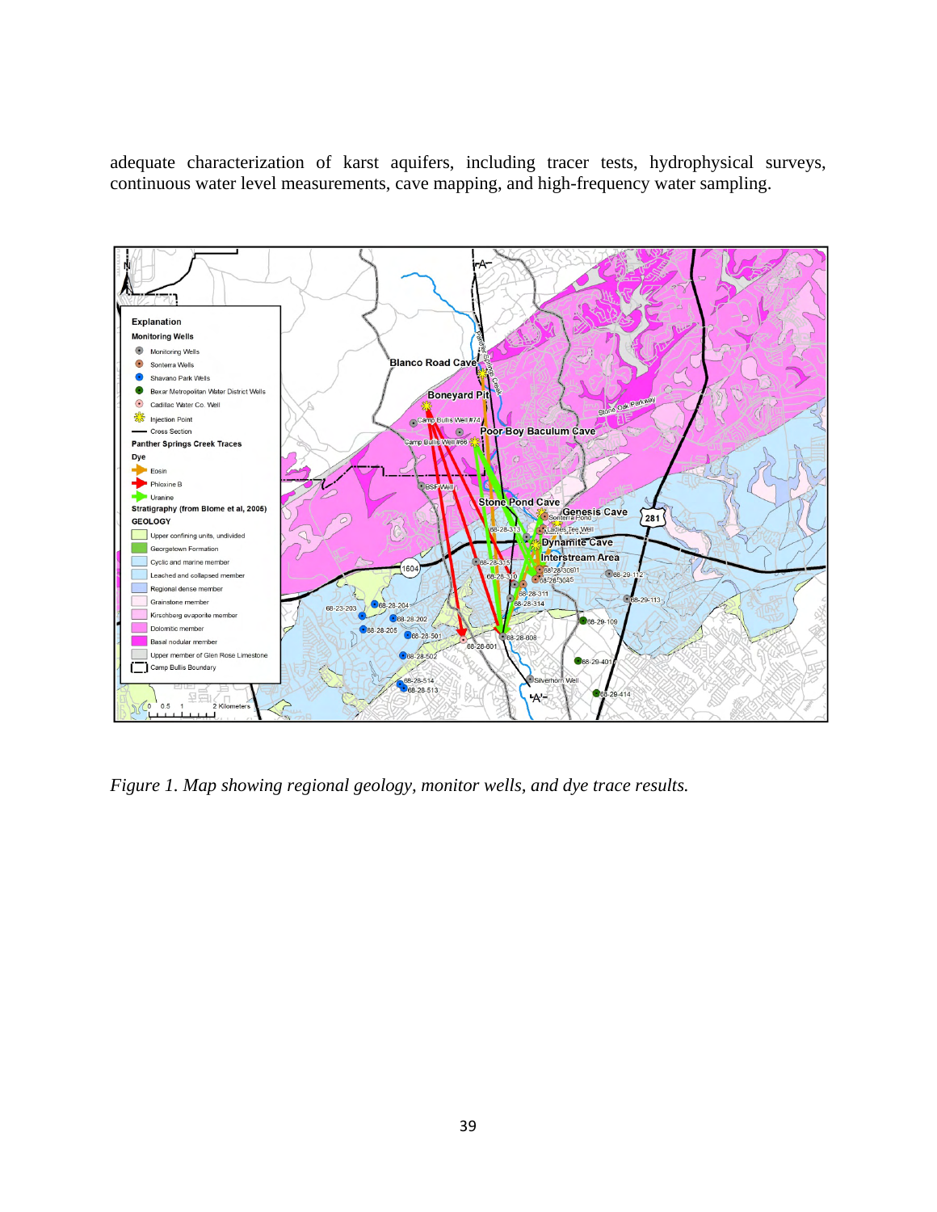adequate characterization of karst aquifers, including tracer tests, hydrophysical surveys, continuous water level measurements, cave mapping, and high-frequency water sampling.

*Figure 1. Map showing regional geology, monitor wells, and dye trace results.*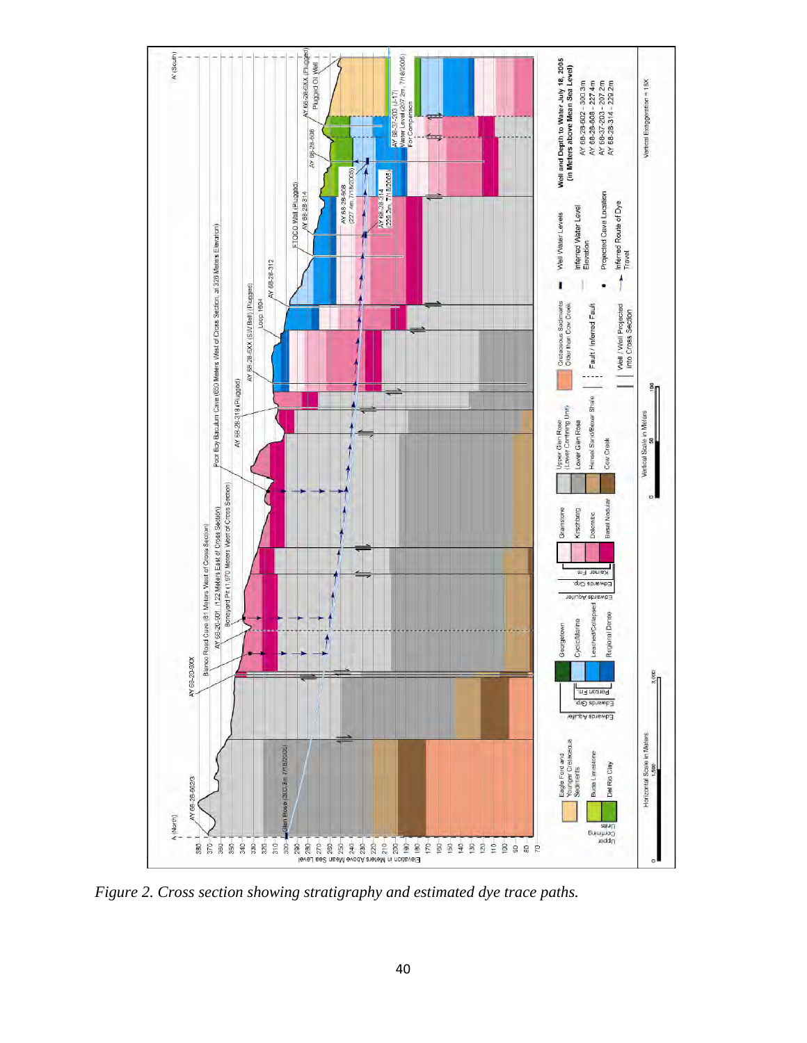A (North)

A' (South)

AY 68-28-602/3

AY 68-20-9XX

Blanco Road Cave (61 Meters West of Cross Section)

AY 68-20-901 (122 Meters East of Cross Section)

Boneyard Pit (1,970 Meters West of Cross Section)

Poor Boy Baculum Cave (650 Meters West of Cross Section, at 320 Meters Elevation)

AY 68-28-318 (Plugged)

AY 68-28-6XX (SW Bell) (Plugged)

Loop 1604

AY 68-28-312

FTOCO Well (Plugged)

AY 68-28-314

AY 68-28-608

AY 68-37-203 (J-17) Water Level (207.2m, 7/18/2005) For Comparison

AY 68-28-5XX (Plugged) Plugged Oil Well

Glen Rose (300.3m, 7/18/2005)

AY 68-28-608 (227.4m, 7/18/2005)

AY 68-28-314 (229.2m, 7/18/2005)

Elevation in Meters Above Mean Sea Level

380 370 360 350 340 330 320 310 300 290 280 270 260 250 240 230 220 210 200 190 180 170 160 150 140 130 120 110 100 90 80 70

Upper Confining Units: Eagle Ford and Younger Cretaceous Sediments; Buda Limestone; Del Rio Clay

Edwards Aquifer, Edwards Grp., Person Fm.: Georgetown; Cyclic/Marine; Leached/Collapsed; Regional Dense

Edwards Aquifer, Edwards Grp., Kainer Fm.: Grainstone; Kirschberg; Dolomitic; Basal Nodular

Upper Glen Rose (Lower Confining Unit); Lower Glen Rose; Hensel Sand/Bexar Shale; Cow Creek

Cretaceous Sediments Older than Cow Creek

Fault / Inferred Fault

Well / Well Projected into Cross Section

Well Water Levels

Inferred Water Level Elevation

Projected Cave Location

Inferred Route of Dye Travel

Well and Depth to Water July 18, 2005 (in Meters above Mean Sea Level)

AY 68-28-602 – 300.3 m

AY 68-28-608 – 227.4 m

AY 68-37-203 – 207.2 m

AY 68-28-314 – 229.2 m

Horizontal Scale in Meters: 0, 1,500, 3,000

Vertical Scale in Meters: 0, 50, 100

Vertical Exaggeration = 18X

*Figure 2. Cross section showing stratigraphy and estimated dye trace paths.*